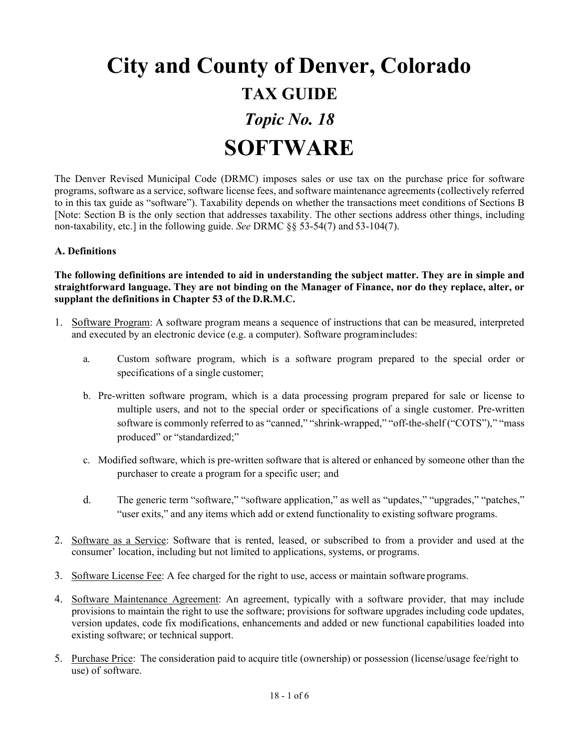# City and County of Denver, Colorado

## TAX GUIDE

## *Topic No. 18*

# SOFTWARE

The Denver Revised Municipal Code (DRMC) imposes sales or use tax on the purchase price for software programs, software as a service, software license fees, and software maintenance agreements (collectively referred to in this tax guide as "software"). Taxability depends on whether the transactions meet conditions of Sections B [Note: Section B is the only section that addresses taxability. The other sections address other things, including non-taxability, etc.] in the following guide. *See* DRMC §§ 53-54(7) and 53-104(7).

### A. Definitions

**The following definitions are intended to aid in understanding the subject matter. They are in simple and straightforward language. They are not binding on the Manager of Finance, nor do they replace, alter, or supplant the definitions in Chapter 53 of the D.R.M.C.**

1. Software Program: A software program means a sequence of instructions that can be measured, interpreted and executed by an electronic device (e.g. a computer). Software program includes:

    a. Custom software program, which is a software program prepared to the special order or specifications of a single customer;

    b. Pre-written software program, which is a data processing program prepared for sale or license to multiple users, and not to the special order or specifications of a single customer. Pre-written software is commonly referred to as "canned," "shrink-wrapped," "off-the-shelf ("COTS")," "mass produced" or "standardized;"

    c. Modified software, which is pre-written software that is altered or enhanced by someone other than the purchaser to create a program for a specific user; and

    d. The generic term "software," "software application," as well as "updates," "upgrades," "patches," "user exits," and any items which add or extend functionality to existing software programs.

2. Software as a Service: Software that is rented, leased, or subscribed to from a provider and used at the consumer' location, including but not limited to applications, systems, or programs.

3. Software License Fee: A fee charged for the right to use, access or maintain software programs.

4. Software Maintenance Agreement: An agreement, typically with a software provider, that may include provisions to maintain the right to use the software; provisions for software upgrades including code updates, version updates, code fix modifications, enhancements and added or new functional capabilities loaded into existing software; or technical support.

5. Purchase Price: The consideration paid to acquire title (ownership) or possession (license/usage fee/right to use) of software.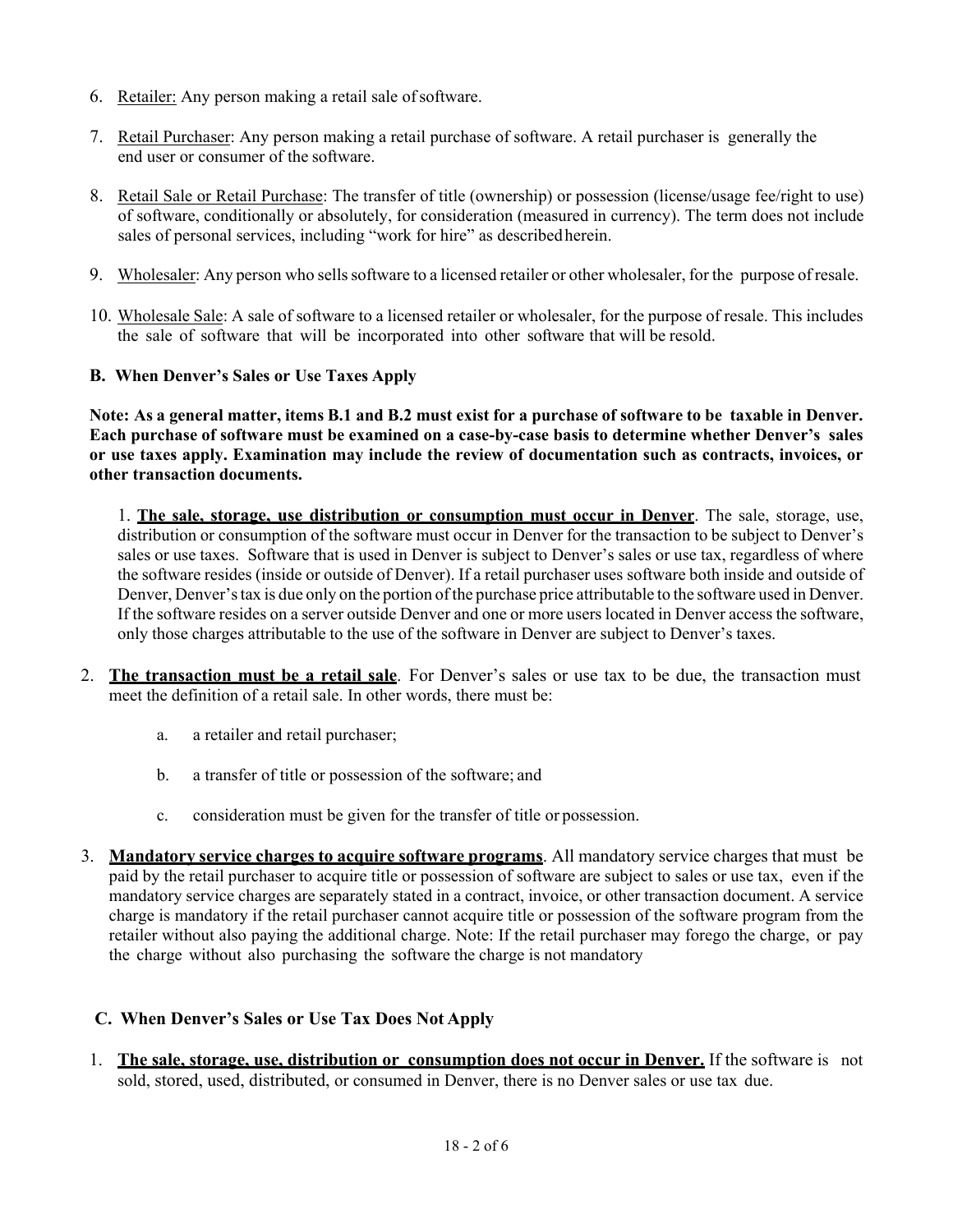6. Retailer: Any person making a retail sale of software.

7. Retail Purchaser: Any person making a retail purchase of software. A retail purchaser is generally the end user or consumer of the software.

8. Retail Sale or Retail Purchase: The transfer of title (ownership) or possession (license/usage fee/right to use) of software, conditionally or absolutely, for consideration (measured in currency). The term does not include sales of personal services, including "work for hire" as described herein.

9. Wholesaler: Any person who sells software to a licensed retailer or other wholesaler, for the purpose of resale.

10. Wholesale Sale: A sale of software to a licensed retailer or wholesaler, for the purpose of resale. This includes the sale of software that will be incorporated into other software that will be resold.

### B. When Denver's Sales or Use Taxes Apply

**Note: As a general matter, items B.1 and B.2 must exist for a purchase of software to be taxable in Denver. Each purchase of software must be examined on a case-by-case basis to determine whether Denver's sales or use taxes apply. Examination may include the review of documentation such as contracts, invoices, or other transaction documents.**

1. **The sale, storage, use distribution or consumption must occur in Denver**. The sale, storage, use, distribution or consumption of the software must occur in Denver for the transaction to be subject to Denver's sales or use taxes. Software that is used in Denver is subject to Denver's sales or use tax, regardless of where the software resides (inside or outside of Denver). If a retail purchaser uses software both inside and outside of Denver, Denver's tax is due only on the portion of the purchase price attributable to the software used in Denver. If the software resides on a server outside Denver and one or more users located in Denver access the software, only those charges attributable to the use of the software in Denver are subject to Denver's taxes.

2. **The transaction must be a retail sale**. For Denver's sales or use tax to be due, the transaction must meet the definition of a retail sale. In other words, there must be:

   a. a retailer and retail purchaser;

   b. a transfer of title or possession of the software; and

   c. consideration must be given for the transfer of title or possession.

3. **Mandatory service charges to acquire software programs**. All mandatory service charges that must be paid by the retail purchaser to acquire title or possession of software are subject to sales or use tax, even if the mandatory service charges are separately stated in a contract, invoice, or other transaction document. A service charge is mandatory if the retail purchaser cannot acquire title or possession of the software program from the retailer without also paying the additional charge. Note: If the retail purchaser may forego the charge, or pay the charge without also purchasing the software the charge is not mandatory

### C. When Denver's Sales or Use Tax Does Not Apply

1. **The sale, storage, use, distribution or consumption does not occur in Denver.** If the software is not sold, stored, used, distributed, or consumed in Denver, there is no Denver sales or use tax due.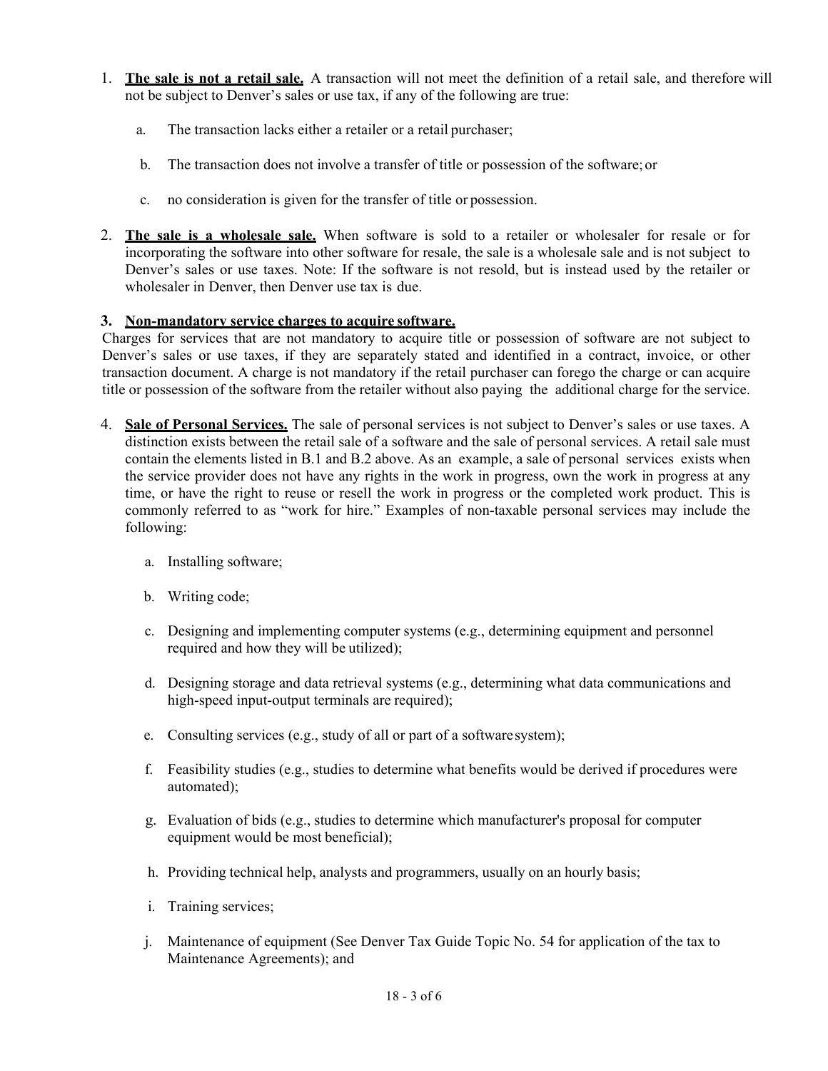1. **The sale is not a retail sale.** A transaction will not meet the definition of a retail sale, and therefore will not be subject to Denver's sales or use tax, if any of the following are true:

   a. The transaction lacks either a retailer or a retail purchaser;

   b. The transaction does not involve a transfer of title or possession of the software; or

   c. no consideration is given for the transfer of title or possession.

2. **The sale is a wholesale sale.** When software is sold to a retailer or wholesaler for resale or for incorporating the software into other software for resale, the sale is a wholesale sale and is not subject to Denver's sales or use taxes. Note: If the software is not resold, but is instead used by the retailer or wholesaler in Denver, then Denver use tax is due.

3. **Non-mandatory service charges to acquire software.**

Charges for services that are not mandatory to acquire title or possession of software are not subject to Denver's sales or use taxes, if they are separately stated and identified in a contract, invoice, or other transaction document. A charge is not mandatory if the retail purchaser can forego the charge or can acquire title or possession of the software from the retailer without also paying the additional charge for the service.

4. **Sale of Personal Services.** The sale of personal services is not subject to Denver's sales or use taxes. A distinction exists between the retail sale of a software and the sale of personal services. A retail sale must contain the elements listed in B.1 and B.2 above. As an example, a sale of personal services exists when the service provider does not have any rights in the work in progress, own the work in progress at any time, or have the right to reuse or resell the work in progress or the completed work product. This is commonly referred to as "work for hire." Examples of non-taxable personal services may include the following:

   a. Installing software;

   b. Writing code;

   c. Designing and implementing computer systems (e.g., determining equipment and personnel required and how they will be utilized);

   d. Designing storage and data retrieval systems (e.g., determining what data communications and high-speed input-output terminals are required);

   e. Consulting services (e.g., study of all or part of a software system);

   f. Feasibility studies (e.g., studies to determine what benefits would be derived if procedures were automated);

   g. Evaluation of bids (e.g., studies to determine which manufacturer's proposal for computer equipment would be most beneficial);

   h. Providing technical help, analysts and programmers, usually on an hourly basis;

   i. Training services;

   j. Maintenance of equipment (See Denver Tax Guide Topic No. 54 for application of the tax to Maintenance Agreements); and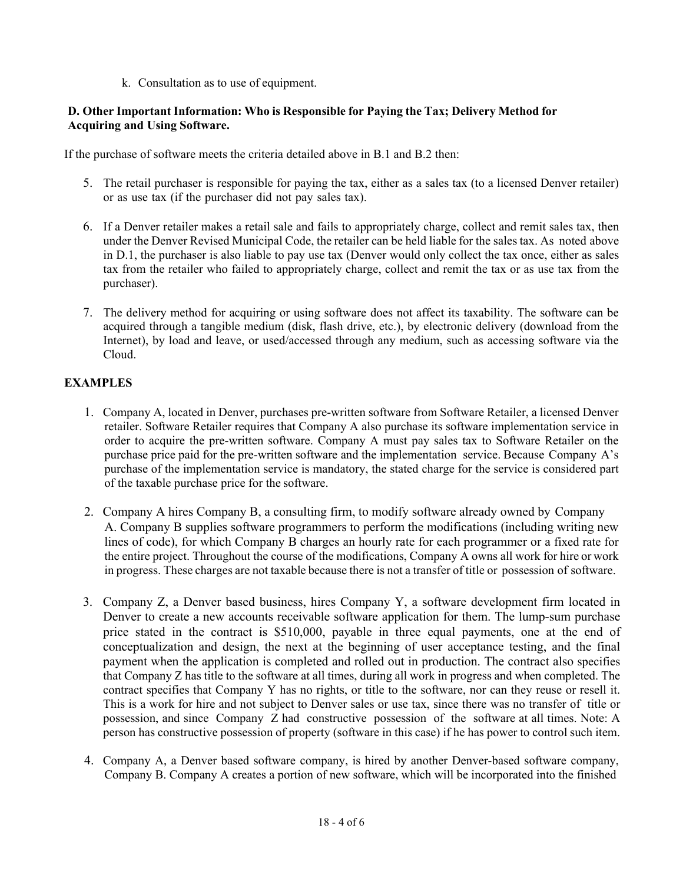k. Consultation as to use of equipment.

**D. Other Important Information: Who is Responsible for Paying the Tax; Delivery Method for Acquiring and Using Software.**

If the purchase of software meets the criteria detailed above in B.1 and B.2 then:

5. The retail purchaser is responsible for paying the tax, either as a sales tax (to a licensed Denver retailer) or as use tax (if the purchaser did not pay sales tax).

6. If a Denver retailer makes a retail sale and fails to appropriately charge, collect and remit sales tax, then under the Denver Revised Municipal Code, the retailer can be held liable for the sales tax. As noted above in D.1, the purchaser is also liable to pay use tax (Denver would only collect the tax once, either as sales tax from the retailer who failed to appropriately charge, collect and remit the tax or as use tax from the purchaser).

7. The delivery method for acquiring or using software does not affect its taxability. The software can be acquired through a tangible medium (disk, flash drive, etc.), by electronic delivery (download from the Internet), by load and leave, or used/accessed through any medium, such as accessing software via the Cloud.

**EXAMPLES**

1. Company A, located in Denver, purchases pre-written software from Software Retailer, a licensed Denver retailer. Software Retailer requires that Company A also purchase its software implementation service in order to acquire the pre-written software. Company A must pay sales tax to Software Retailer on the purchase price paid for the pre-written software and the implementation service. Because Company A's purchase of the implementation service is mandatory, the stated charge for the service is considered part of the taxable purchase price for the software.

2. Company A hires Company B, a consulting firm, to modify software already owned by Company A. Company B supplies software programmers to perform the modifications (including writing new lines of code), for which Company B charges an hourly rate for each programmer or a fixed rate for the entire project. Throughout the course of the modifications, Company A owns all work for hire or work in progress. These charges are not taxable because there is not a transfer of title or possession of software.

3. Company Z, a Denver based business, hires Company Y, a software development firm located in Denver to create a new accounts receivable software application for them. The lump-sum purchase price stated in the contract is $510,000, payable in three equal payments, one at the end of conceptualization and design, the next at the beginning of user acceptance testing, and the final payment when the application is completed and rolled out in production. The contract also specifies that Company Z has title to the software at all times, during all work in progress and when completed. The contract specifies that Company Y has no rights, or title to the software, nor can they reuse or resell it. This is a work for hire and not subject to Denver sales or use tax, since there was no transfer of title or possession, and since Company Z had constructive possession of the software at all times. Note: A person has constructive possession of property (software in this case) if he has power to control such item.

4. Company A, a Denver based software company, is hired by another Denver-based software company, Company B. Company A creates a portion of new software, which will be incorporated into the finished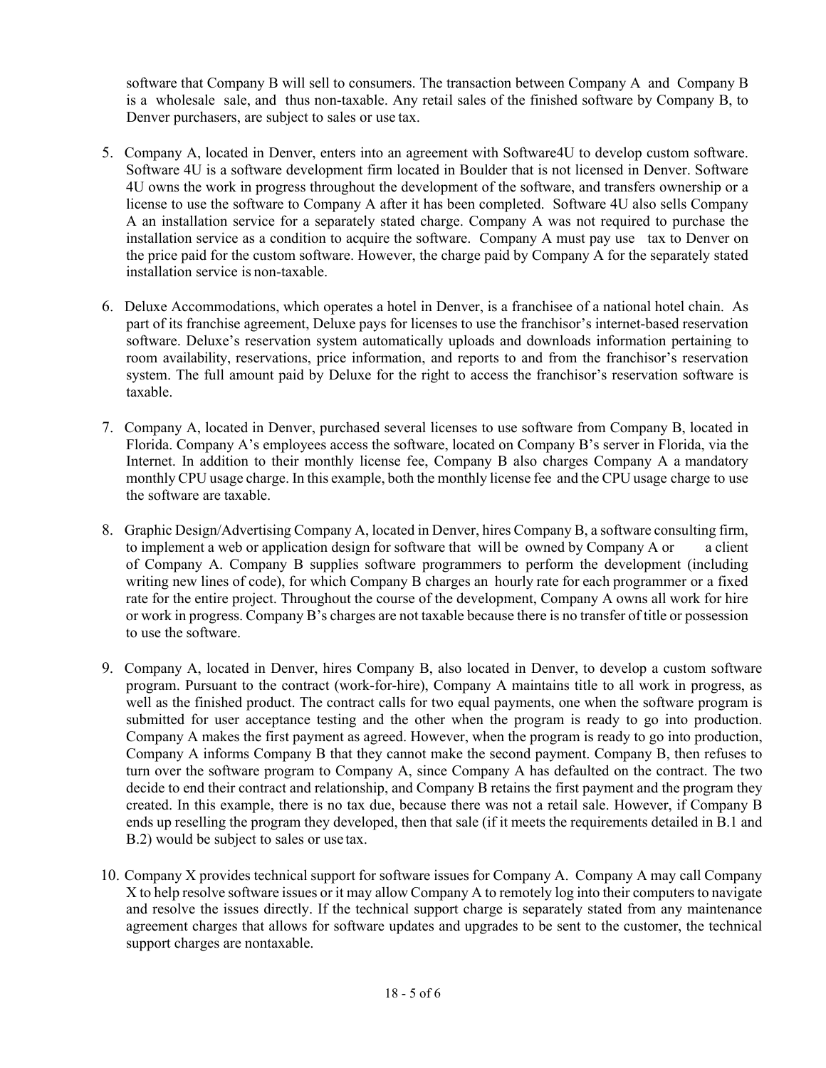software that Company B will sell to consumers. The transaction between Company A and Company B is a wholesale sale, and thus non-taxable. Any retail sales of the finished software by Company B, to Denver purchasers, are subject to sales or use tax.

5. Company A, located in Denver, enters into an agreement with Software4U to develop custom software. Software 4U is a software development firm located in Boulder that is not licensed in Denver. Software 4U owns the work in progress throughout the development of the software, and transfers ownership or a license to use the software to Company A after it has been completed. Software 4U also sells Company A an installation service for a separately stated charge. Company A was not required to purchase the installation service as a condition to acquire the software. Company A must pay use tax to Denver on the price paid for the custom software. However, the charge paid by Company A for the separately stated installation service is non-taxable.

6. Deluxe Accommodations, which operates a hotel in Denver, is a franchisee of a national hotel chain. As part of its franchise agreement, Deluxe pays for licenses to use the franchisor's internet-based reservation software. Deluxe's reservation system automatically uploads and downloads information pertaining to room availability, reservations, price information, and reports to and from the franchisor's reservation system. The full amount paid by Deluxe for the right to access the franchisor's reservation software is taxable.

7. Company A, located in Denver, purchased several licenses to use software from Company B, located in Florida. Company A's employees access the software, located on Company B's server in Florida, via the Internet. In addition to their monthly license fee, Company B also charges Company A a mandatory monthly CPU usage charge. In this example, both the monthly license fee and the CPU usage charge to use the software are taxable.

8. Graphic Design/Advertising Company A, located in Denver, hires Company B, a software consulting firm, to implement a web or application design for software that will be owned by Company A or a client of Company A. Company B supplies software programmers to perform the development (including writing new lines of code), for which Company B charges an hourly rate for each programmer or a fixed rate for the entire project. Throughout the course of the development, Company A owns all work for hire or work in progress. Company B's charges are not taxable because there is no transfer of title or possession to use the software.

9. Company A, located in Denver, hires Company B, also located in Denver, to develop a custom software program. Pursuant to the contract (work-for-hire), Company A maintains title to all work in progress, as well as the finished product. The contract calls for two equal payments, one when the software program is submitted for user acceptance testing and the other when the program is ready to go into production. Company A makes the first payment as agreed. However, when the program is ready to go into production, Company A informs Company B that they cannot make the second payment. Company B, then refuses to turn over the software program to Company A, since Company A has defaulted on the contract. The two decide to end their contract and relationship, and Company B retains the first payment and the program they created. In this example, there is no tax due, because there was not a retail sale. However, if Company B ends up reselling the program they developed, then that sale (if it meets the requirements detailed in B.1 and B.2) would be subject to sales or use tax.

10. Company X provides technical support for software issues for Company A. Company A may call Company X to help resolve software issues or it may allow Company A to remotely log into their computers to navigate and resolve the issues directly. If the technical support charge is separately stated from any maintenance agreement charges that allows for software updates and upgrades to be sent to the customer, the technical support charges are nontaxable.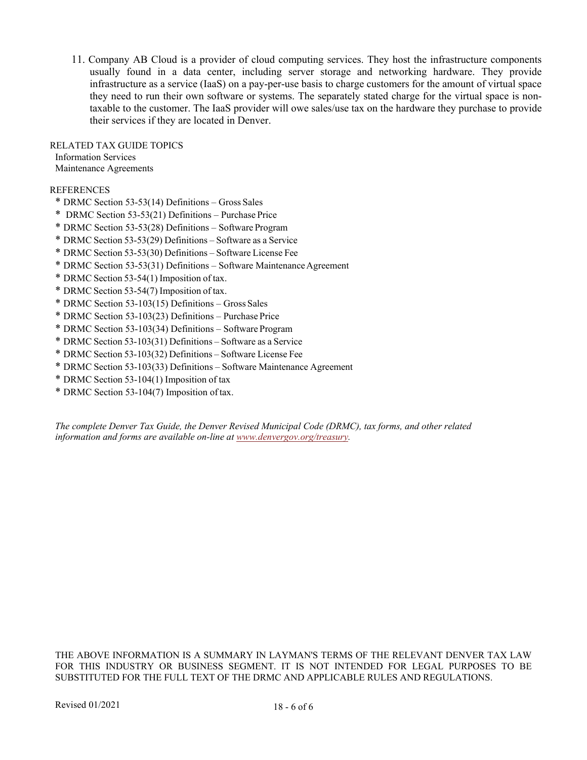11. Company AB Cloud is a provider of cloud computing services. They host the infrastructure components usually found in a data center, including server storage and networking hardware. They provide infrastructure as a service (IaaS) on a pay-per-use basis to charge customers for the amount of virtual space they need to run their own software or systems. The separately stated charge for the virtual space is non-taxable to the customer. The IaaS provider will owe sales/use tax on the hardware they purchase to provide their services if they are located in Denver.

RELATED TAX GUIDE TOPICS

Information Services
Maintenance Agreements

REFERENCES

* DRMC Section 53-53(14) Definitions – Gross Sales
* DRMC Section 53-53(21) Definitions – Purchase Price
* DRMC Section 53-53(28) Definitions – Software Program
* DRMC Section 53-53(29) Definitions – Software as a Service
* DRMC Section 53-53(30) Definitions – Software License Fee
* DRMC Section 53-53(31) Definitions – Software Maintenance Agreement
* DRMC Section 53-54(1) Imposition of tax.
* DRMC Section 53-54(7) Imposition of tax.
* DRMC Section 53-103(15) Definitions – Gross Sales
* DRMC Section 53-103(23) Definitions – Purchase Price
* DRMC Section 53-103(34) Definitions – Software Program
* DRMC Section 53-103(31) Definitions – Software as a Service
* DRMC Section 53-103(32) Definitions – Software License Fee
* DRMC Section 53-103(33) Definitions – Software Maintenance Agreement
* DRMC Section 53-104(1) Imposition of tax
* DRMC Section 53-104(7) Imposition of tax.

*The complete Denver Tax Guide, the Denver Revised Municipal Code (DRMC), tax forms, and other related information and forms are available on-line at www.denvergov.org/treasury.*

THE ABOVE INFORMATION IS A SUMMARY IN LAYMAN'S TERMS OF THE RELEVANT DENVER TAX LAW FOR THIS INDUSTRY OR BUSINESS SEGMENT. IT IS NOT INTENDED FOR LEGAL PURPOSES TO BE SUBSTITUTED FOR THE FULL TEXT OF THE DRMC AND APPLICABLE RULES AND REGULATIONS.

Revised 01/2021